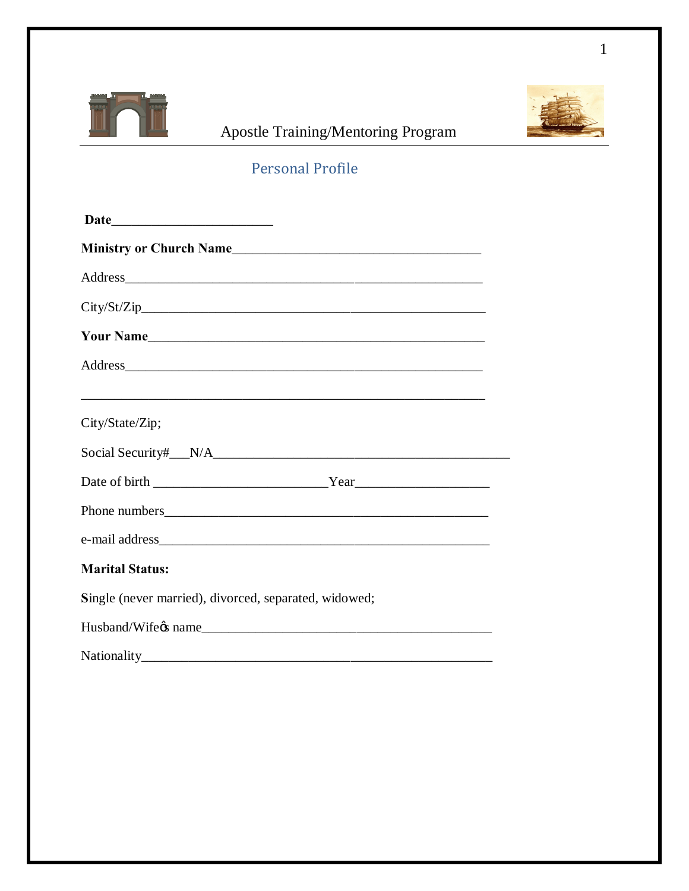# Apostle Training/Mentoring Program

## Personal Profile

**Date**________________________

**Ministry or Church Name**_____________________________________

Address_______________________________________________________

City/St/Zip_____________________________________________________

**Your Name**___________________________________________________

Address_______________________________________________________

______________________________________________________________

City/State/Zip;

Social Security#___N/A____________________________________________

Date of birth __________________________Year___________________

Phone numbers_________________________________________________

e-mail address_________________________________________________

**Marital Status:**

**S**ingle (never married), divorced, separated, widowed;

Husband/Wifeœs name____________________________________________

Nationality_____________________________________________________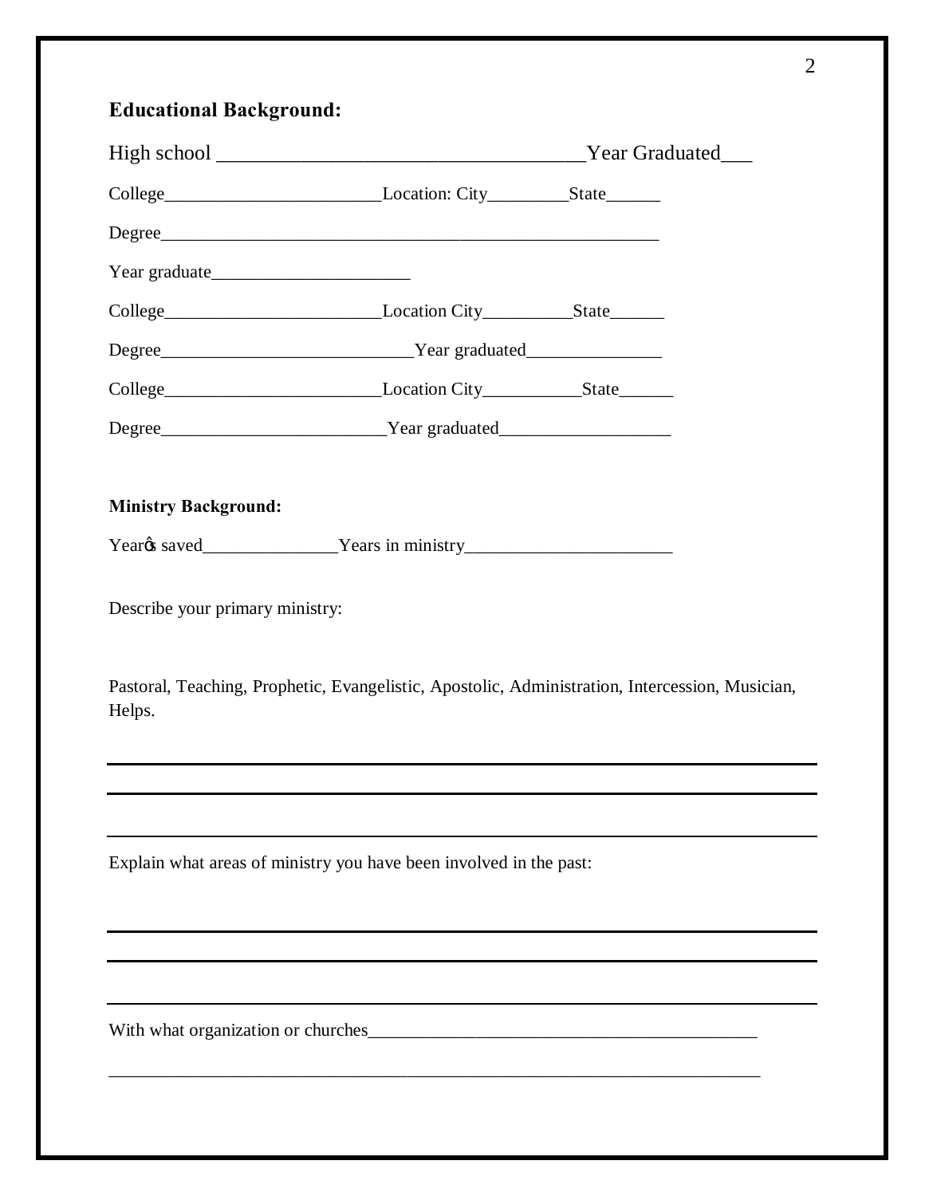## Educational Background:

High school ___________________________________Year Graduated___

College________________________Location: City_________State______

Degree_______________________________________________________

Year graduate______________________

College________________________Location City__________State______

Degree____________________________Year graduated_______________

College________________________Location City___________State______

Degree_________________________Year graduated___________________

### Ministry Background:

Year's saved_______________Years in ministry_______________________

Describe your primary ministry:

Pastoral, Teaching, Prophetic, Evangelistic, Apostolic, Administration, Intercession, Musician, Helps.

_______________________________________________________________________

_______________________________________________________________________

_______________________________________________________________________

Explain what areas of ministry you have been involved in the past:

_______________________________________________________________________

_______________________________________________________________________

_______________________________________________________________________

With what organization or churches__________________________________________

_________________________________________________________________________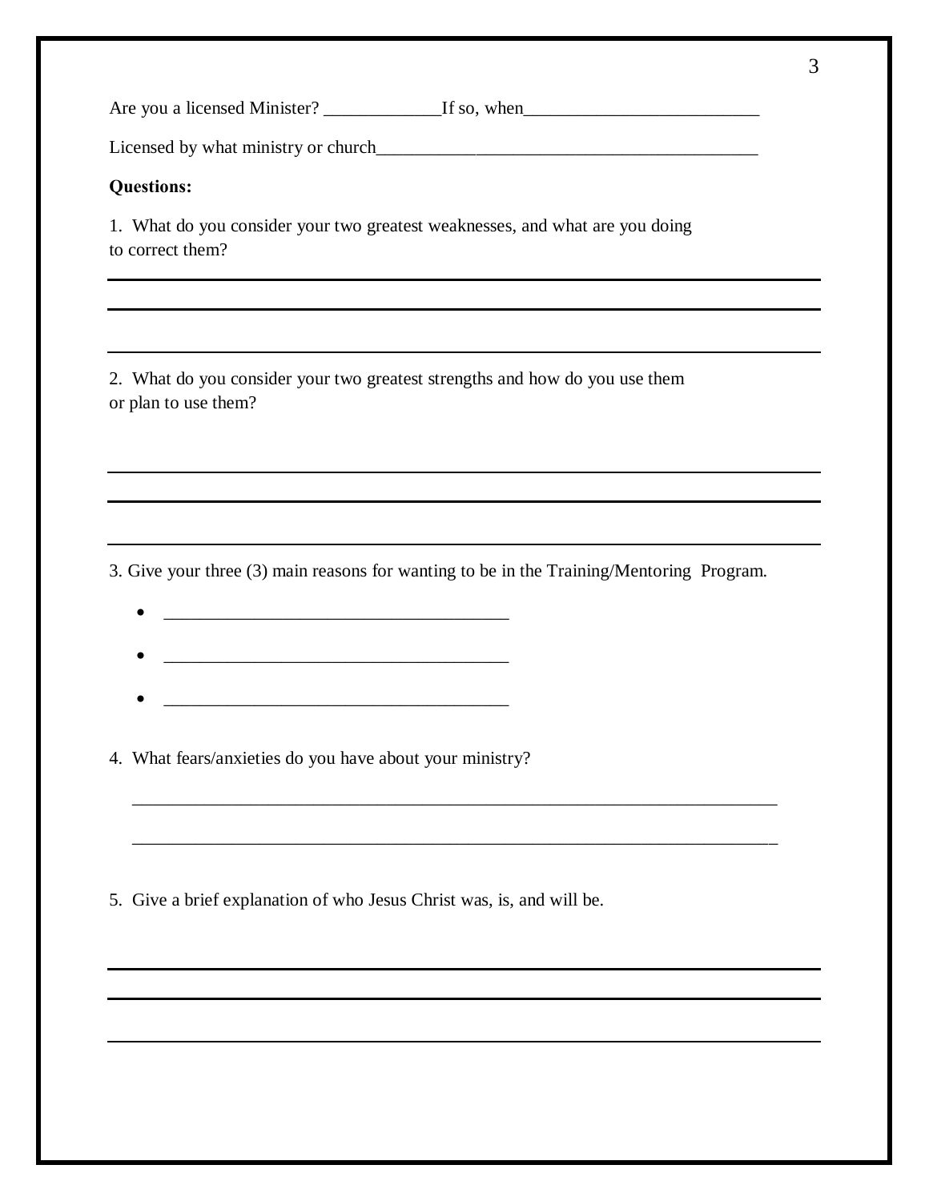Are you a licensed Minister? _____________If so, when__________________________

Licensed by what ministry or church_____________________________________________

**Questions:**

1. What do you consider your two greatest weaknesses, and what are you doing to correct them?

_______________________________________________________________________________

_______________________________________________________________________________

_______________________________________________________________________________

2. What do you consider your two greatest strengths and how do you use them or plan to use them?

_______________________________________________________________________________

_______________________________________________________________________________

_______________________________________________________________________________

3. Give your three (3) main reasons for wanting to be in the Training/Mentoring Program.

- ______________________________________
- ______________________________________
- ______________________________________

4. What fears/anxieties do you have about your ministry?

_______________________________________________________________________________

_______________________________________________________________________________

5. Give a brief explanation of who Jesus Christ was, is, and will be.

_______________________________________________________________________________

_______________________________________________________________________________

_______________________________________________________________________________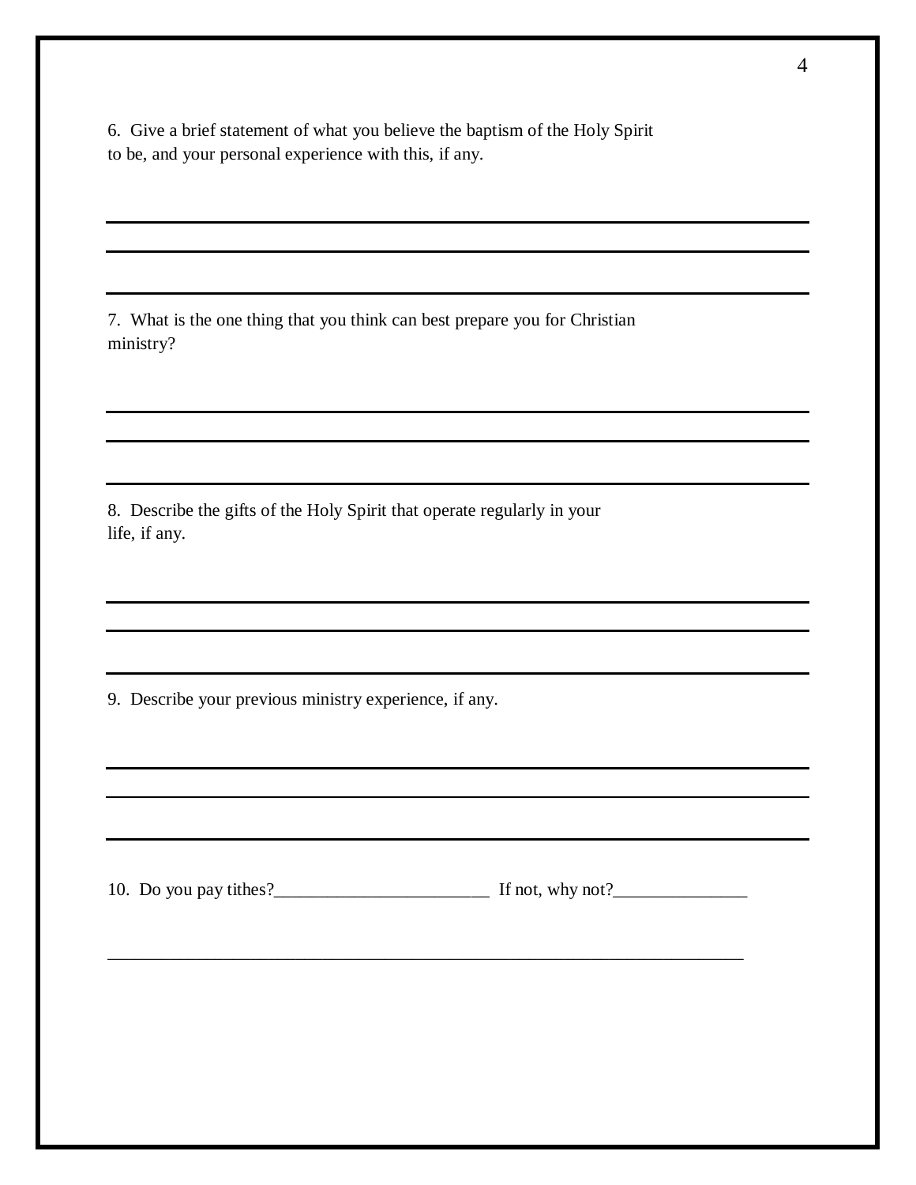6. Give a brief statement of what you believe the baptism of the Holy Spirit to be, and your personal experience with this, if any.

___

___

___

7. What is the one thing that you think can best prepare you for Christian ministry?

___

___

___

8. Describe the gifts of the Holy Spirit that operate regularly in your life, if any.

___

___

___

9. Describe your previous ministry experience, if any.

___

___

___

10. Do you pay tithes?________________________ If not, why not?_______________

_________________________________________________________________________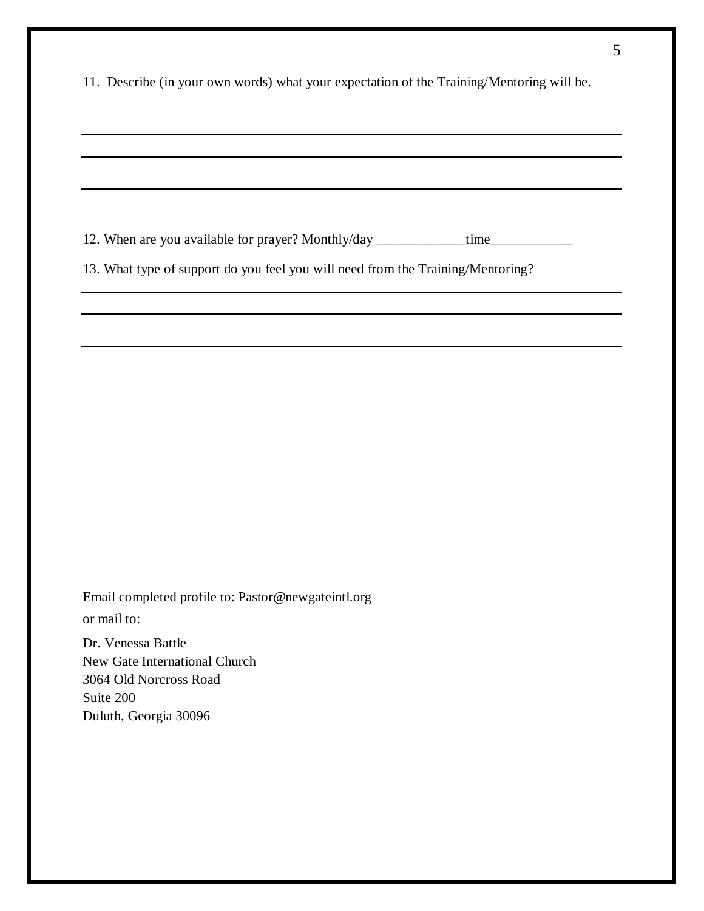11. Describe (in your own words) what your expectation of the Training/Mentoring will be.

12. When are you available for prayer? Monthly/day _____________time____________

13. What type of support do you feel you will need from the Training/Mentoring?

Email completed profile to: Pastor@newgateintl.org

or mail to:

Dr. Venessa Battle  
New Gate International Church  
3064 Old Norcross Road  
Suite 200  
Duluth, Georgia 30096